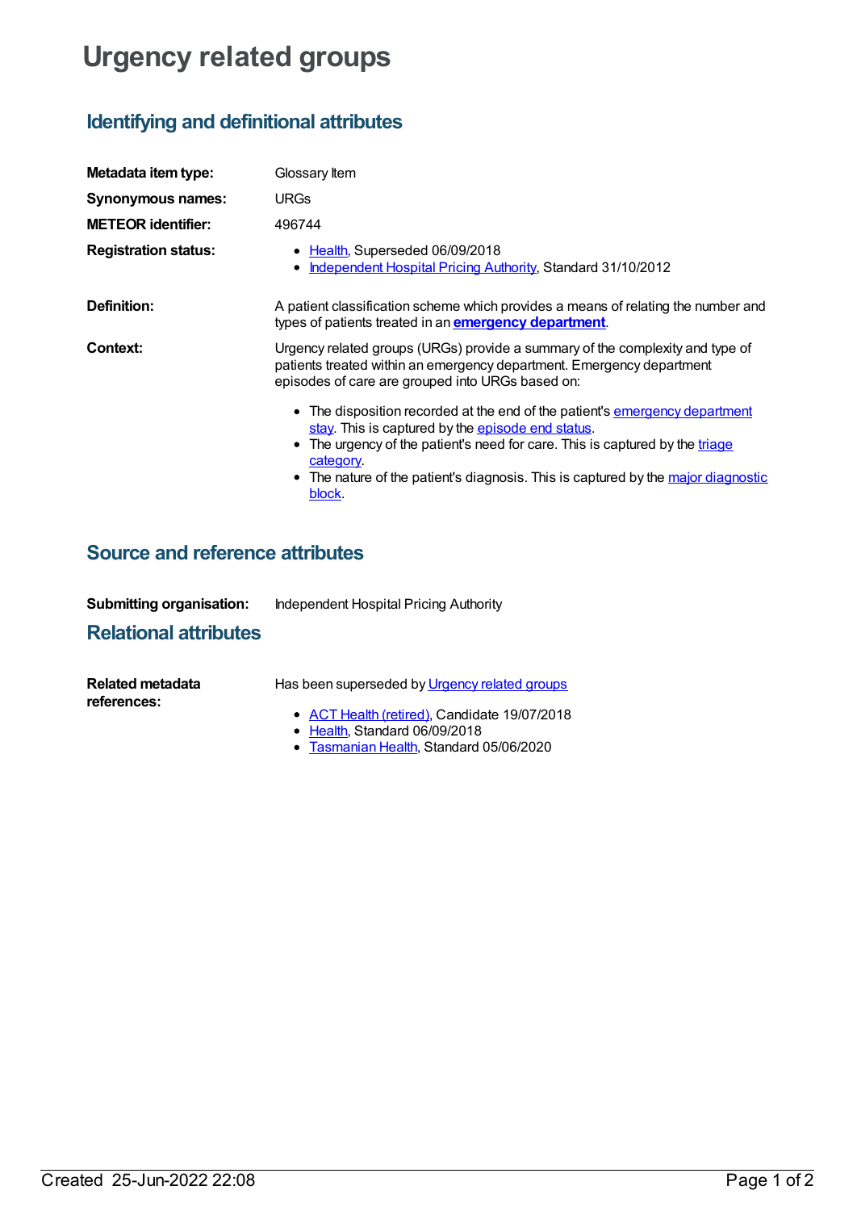# Urgency related groups

## Identifying and definitional attributes

**Metadata item type:** Glossary Item

**Synonymous names:** URGs

**METEOR identifier:** 496744

**Registration status:**

- Health, Superseded 06/09/2018
- Independent Hospital Pricing Authority, Standard 31/10/2012

**Definition:** A patient classification scheme which provides a means of relating the number and types of patients treated in an **emergency department**.

**Context:** Urgency related groups (URGs) provide a summary of the complexity and type of patients treated within an emergency department. Emergency department episodes of care are grouped into URGs based on:

- The disposition recorded at the end of the patient's emergency department stay. This is captured by the episode end status.
- The urgency of the patient's need for care. This is captured by the triage category.
- The nature of the patient's diagnosis. This is captured by the major diagnostic block.

## Source and reference attributes

**Submitting organisation:** Independent Hospital Pricing Authority

## Relational attributes

**Related metadata references:** Has been superseded by Urgency related groups

- ACT Health (retired), Candidate 19/07/2018
- Health, Standard 06/09/2018
- Tasmanian Health, Standard 05/06/2020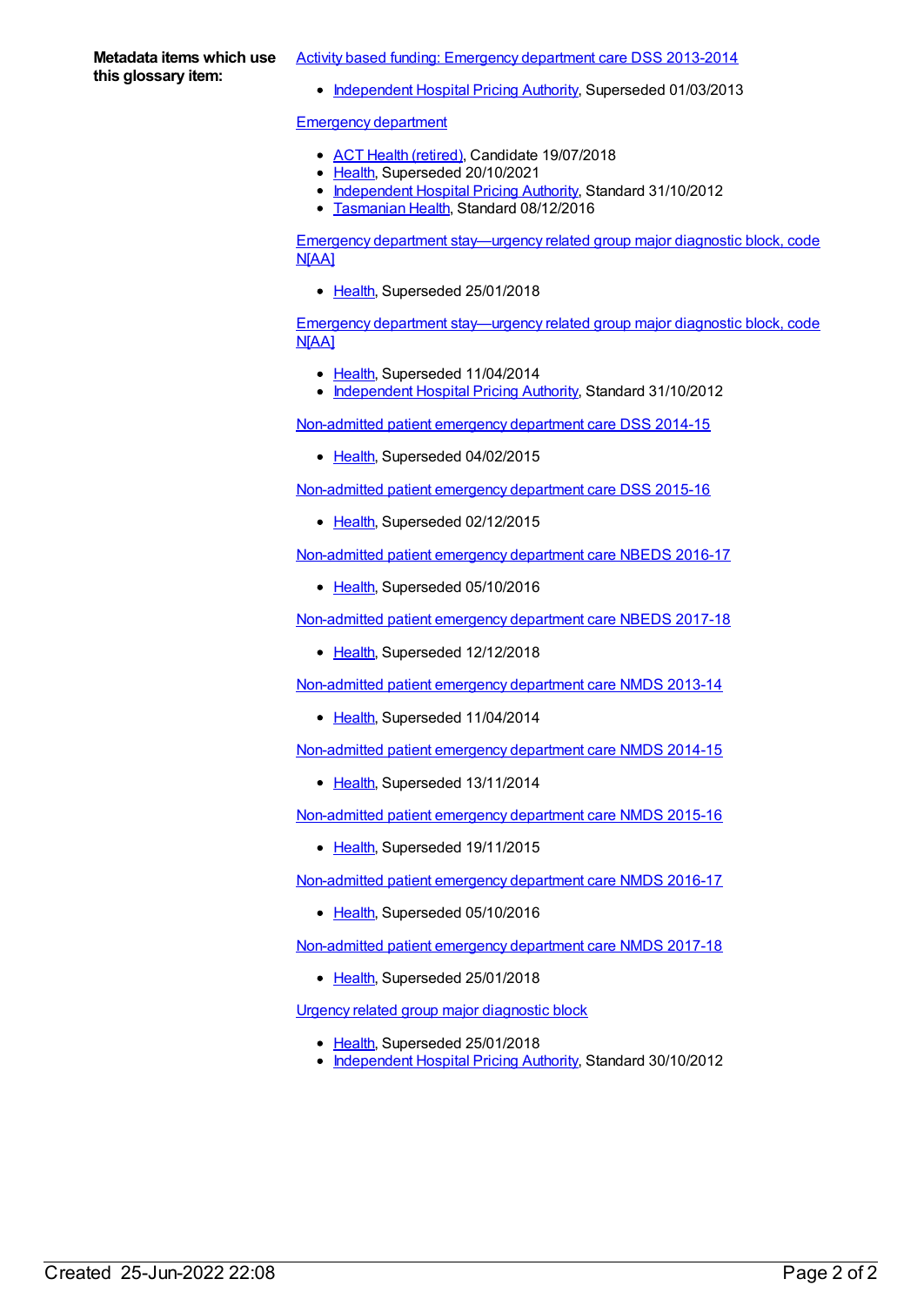**Metadata items which use this glossary item:**

Activity based funding: Emergency department care DSS 2013-2014

- Independent Hospital Pricing Authority, Superseded 01/03/2013

Emergency department

- ACT Health (retired), Candidate 19/07/2018
- Health, Superseded 20/10/2021
- Independent Hospital Pricing Authority, Standard 31/10/2012
- Tasmanian Health, Standard 08/12/2016

Emergency department stay—urgency related group major diagnostic block, code N[AA]

- Health, Superseded 25/01/2018

Emergency department stay—urgency related group major diagnostic block, code N[AA]

- Health, Superseded 11/04/2014
- Independent Hospital Pricing Authority, Standard 31/10/2012

Non-admitted patient emergency department care DSS 2014-15

- Health, Superseded 04/02/2015

Non-admitted patient emergency department care DSS 2015-16

- Health, Superseded 02/12/2015

Non-admitted patient emergency department care NBEDS 2016-17

- Health, Superseded 05/10/2016

Non-admitted patient emergency department care NBEDS 2017-18

- Health, Superseded 12/12/2018

Non-admitted patient emergency department care NMDS 2013-14

- Health, Superseded 11/04/2014

Non-admitted patient emergency department care NMDS 2014-15

- Health, Superseded 13/11/2014

Non-admitted patient emergency department care NMDS 2015-16

- Health, Superseded 19/11/2015

Non-admitted patient emergency department care NMDS 2016-17

- Health, Superseded 05/10/2016

Non-admitted patient emergency department care NMDS 2017-18

- Health, Superseded 25/01/2018

Urgency related group major diagnostic block

- Health, Superseded 25/01/2018
- Independent Hospital Pricing Authority, Standard 30/10/2012